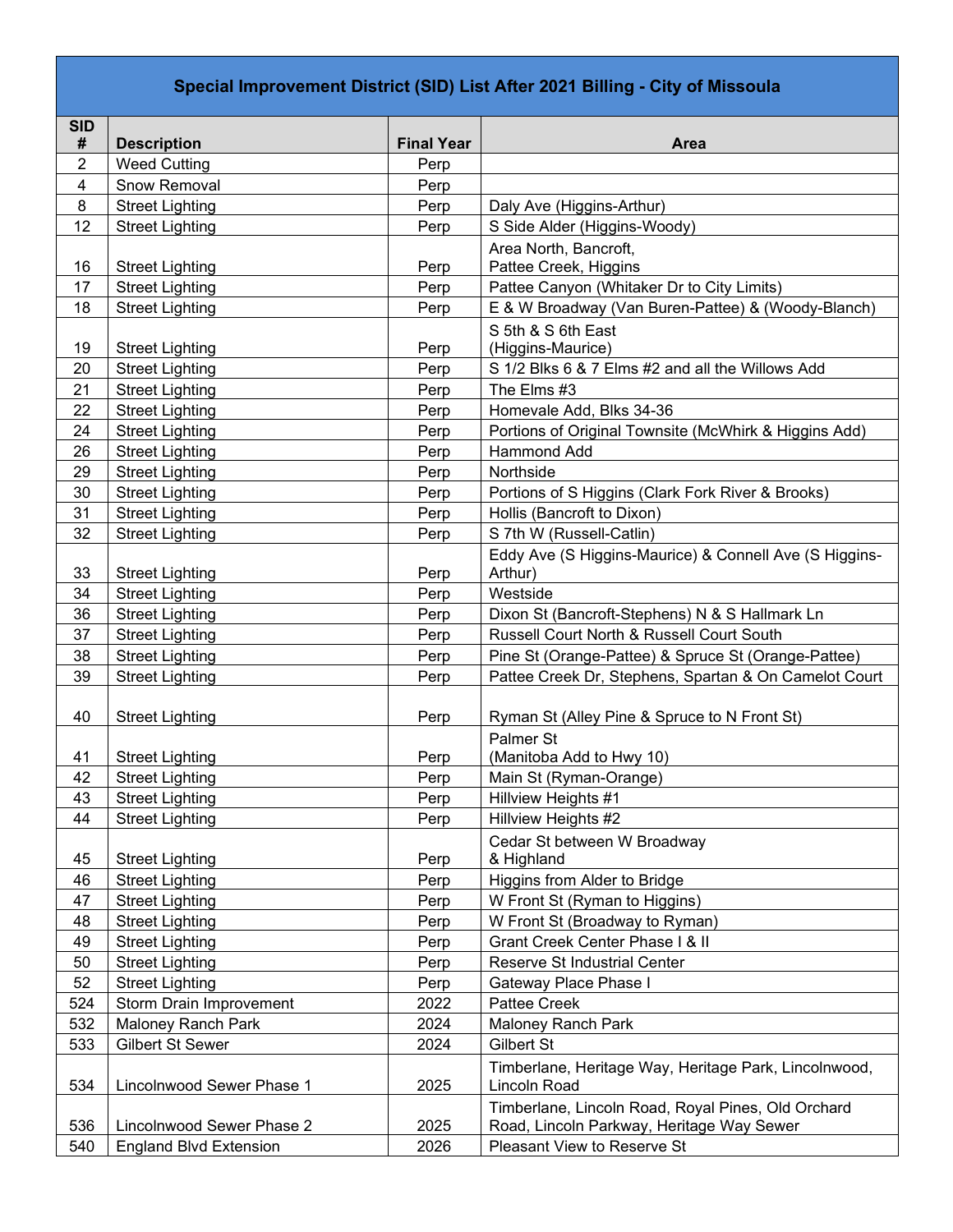| Special Improvement District (SID) List After 2021 Billing - City of Missoula | | | |
|---|---|---|---|
| **SID #** | **Description** | **Final Year** | **Area** |
| 2 | Weed Cutting | Perp | |
| 4 | Snow Removal | Perp | |
| 8 | Street Lighting | Perp | Daly Ave (Higgins-Arthur) |
| 12 | Street Lighting | Perp | S Side Alder (Higgins-Woody) |
| 16 | Street Lighting | Perp | Area North, Bancroft, Pattee Creek, Higgins |
| 17 | Street Lighting | Perp | Pattee Canyon (Whitaker Dr to City Limits) |
| 18 | Street Lighting | Perp | E & W Broadway (Van Buren-Pattee) & (Woody-Blanch) |
| 19 | Street Lighting | Perp | S 5th & S 6th East (Higgins-Maurice) |
| 20 | Street Lighting | Perp | S 1/2 Blks 6 & 7 Elms #2 and all the Willows Add |
| 21 | Street Lighting | Perp | The Elms #3 |
| 22 | Street Lighting | Perp | Homevale Add, Blks 34-36 |
| 24 | Street Lighting | Perp | Portions of Original Townsite (McWhirk & Higgins Add) |
| 26 | Street Lighting | Perp | Hammond Add |
| 29 | Street Lighting | Perp | Northside |
| 30 | Street Lighting | Perp | Portions of S Higgins (Clark Fork River & Brooks) |
| 31 | Street Lighting | Perp | Hollis (Bancroft to Dixon) |
| 32 | Street Lighting | Perp | S 7th W (Russell-Catlin) |
| 33 | Street Lighting | Perp | Eddy Ave (S Higgins-Maurice) & Connell Ave (S Higgins-Arthur) |
| 34 | Street Lighting | Perp | Westside |
| 36 | Street Lighting | Perp | Dixon St (Bancroft-Stephens) N & S Hallmark Ln |
| 37 | Street Lighting | Perp | Russell Court North & Russell Court South |
| 38 | Street Lighting | Perp | Pine St (Orange-Pattee) & Spruce St (Orange-Pattee) |
| 39 | Street Lighting | Perp | Pattee Creek Dr, Stephens, Spartan & On Camelot Court |
| 40 | Street Lighting | Perp | Ryman St (Alley Pine & Spruce to N Front St) |
| 41 | Street Lighting | Perp | Palmer St (Manitoba Add to Hwy 10) |
| 42 | Street Lighting | Perp | Main St (Ryman-Orange) |
| 43 | Street Lighting | Perp | Hillview Heights #1 |
| 44 | Street Lighting | Perp | Hillview Heights #2 |
| 45 | Street Lighting | Perp | Cedar St between W Broadway & Highland |
| 46 | Street Lighting | Perp | Higgins from Alder to Bridge |
| 47 | Street Lighting | Perp | W Front St (Ryman to Higgins) |
| 48 | Street Lighting | Perp | W Front St (Broadway to Ryman) |
| 49 | Street Lighting | Perp | Grant Creek Center Phase I & II |
| 50 | Street Lighting | Perp | Reserve St Industrial Center |
| 52 | Street Lighting | Perp | Gateway Place Phase I |
| 524 | Storm Drain Improvement | 2022 | Pattee Creek |
| 532 | Maloney Ranch Park | 2024 | Maloney Ranch Park |
| 533 | Gilbert St Sewer | 2024 | Gilbert St |
| 534 | Lincolnwood Sewer Phase 1 | 2025 | Timberlane, Heritage Way, Heritage Park, Lincolnwood, Lincoln Road |
| 536 | Lincolnwood Sewer Phase 2 | 2025 | Timberlane, Lincoln Road, Royal Pines, Old Orchard Road, Lincoln Parkway, Heritage Way Sewer |
| 540 | England Blvd Extension | 2026 | Pleasant View to Reserve St |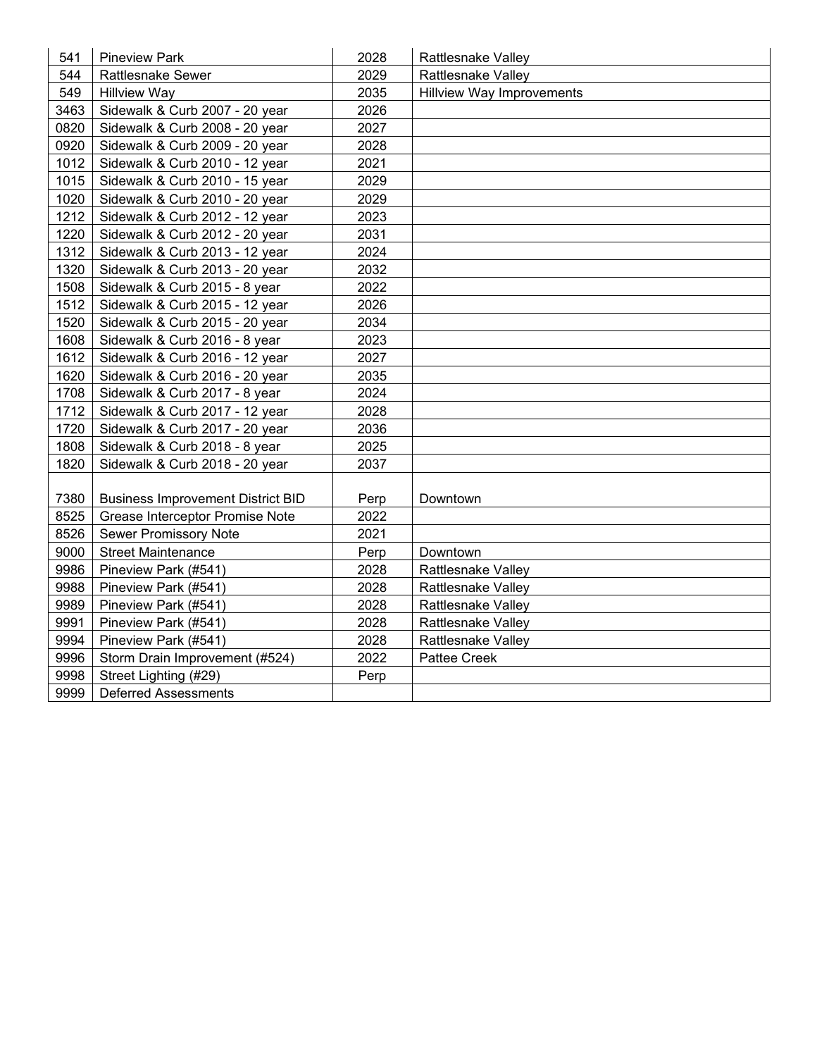| | | | |
|---|---|---|---|
| 541 | Pineview Park | 2028 | Rattlesnake Valley |
| 544 | Rattlesnake Sewer | 2029 | Rattlesnake Valley |
| 549 | Hillview Way | 2035 | Hillview Way Improvements |
| 3463 | Sidewalk & Curb 2007 - 20 year | 2026 | |
| 0820 | Sidewalk & Curb 2008 - 20 year | 2027 | |
| 0920 | Sidewalk & Curb 2009 - 20 year | 2028 | |
| 1012 | Sidewalk & Curb 2010 - 12 year | 2021 | |
| 1015 | Sidewalk & Curb 2010 - 15 year | 2029 | |
| 1020 | Sidewalk & Curb 2010 - 20 year | 2029 | |
| 1212 | Sidewalk & Curb 2012 - 12 year | 2023 | |
| 1220 | Sidewalk & Curb 2012 - 20 year | 2031 | |
| 1312 | Sidewalk & Curb 2013 - 12 year | 2024 | |
| 1320 | Sidewalk & Curb 2013 - 20 year | 2032 | |
| 1508 | Sidewalk & Curb 2015 - 8 year | 2022 | |
| 1512 | Sidewalk & Curb 2015 - 12 year | 2026 | |
| 1520 | Sidewalk & Curb 2015 - 20 year | 2034 | |
| 1608 | Sidewalk & Curb 2016 - 8 year | 2023 | |
| 1612 | Sidewalk & Curb 2016 - 12 year | 2027 | |
| 1620 | Sidewalk & Curb 2016 - 20 year | 2035 | |
| 1708 | Sidewalk & Curb 2017 - 8 year | 2024 | |
| 1712 | Sidewalk & Curb 2017 - 12 year | 2028 | |
| 1720 | Sidewalk & Curb 2017 - 20 year | 2036 | |
| 1808 | Sidewalk & Curb 2018 - 8 year | 2025 | |
| 1820 | Sidewalk & Curb 2018 - 20 year | 2037 | |
| 7380 | Business Improvement District BID | Perp | Downtown |
| 8525 | Grease Interceptor Promise Note | 2022 | |
| 8526 | Sewer Promissory Note | 2021 | |
| 9000 | Street Maintenance | Perp | Downtown |
| 9986 | Pineview Park (#541) | 2028 | Rattlesnake Valley |
| 9988 | Pineview Park (#541) | 2028 | Rattlesnake Valley |
| 9989 | Pineview Park (#541) | 2028 | Rattlesnake Valley |
| 9991 | Pineview Park (#541) | 2028 | Rattlesnake Valley |
| 9994 | Pineview Park (#541) | 2028 | Rattlesnake Valley |
| 9996 | Storm Drain Improvement (#524) | 2022 | Pattee Creek |
| 9998 | Street Lighting (#29) | Perp | |
| 9999 | Deferred Assessments | | |